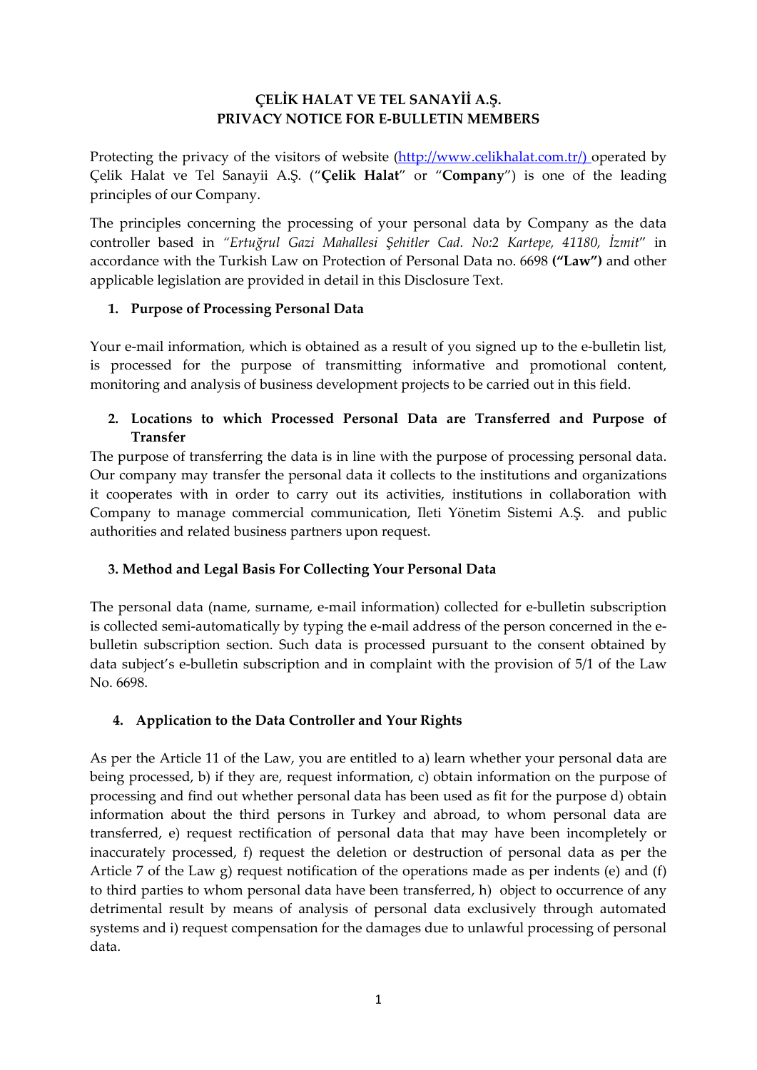**ÇELİK HALAT VE TEL SANAYİİ A.Ş.**
**PRIVACY NOTICE FOR E-BULLETIN MEMBERS**

Protecting the privacy of the visitors of website ([http://www.celikhalat.com.tr/)](http://www.celikhalat.com.tr/) operated by Çelik Halat ve Tel Sanayii A.Ş. ("**Çelik Halat**" or "**Company**") is one of the leading principles of our Company.

The principles concerning the processing of your personal data by Company as the data controller based in *"Ertuğrul Gazi Mahallesi Şehitler Cad. No:2 Kartepe, 41180, İzmit*" in accordance with the Turkish Law on Protection of Personal Data no. 6698 **("Law")** and other applicable legislation are provided in detail in this Disclosure Text.

## 1. Purpose of Processing Personal Data

Your e-mail information, which is obtained as a result of you signed up to the e-bulletin list, is processed for the purpose of transmitting informative and promotional content, monitoring and analysis of business development projects to be carried out in this field.

## 2. Locations to which Processed Personal Data are Transferred and Purpose of Transfer

The purpose of transferring the data is in line with the purpose of processing personal data. Our company may transfer the personal data it collects to the institutions and organizations it cooperates with in order to carry out its activities, institutions in collaboration with Company to manage commercial communication, Ileti Yönetim Sistemi A.Ş. and public authorities and related business partners upon request.

## 3. Method and Legal Basis For Collecting Your Personal Data

The personal data (name, surname, e-mail information) collected for e-bulletin subscription is collected semi-automatically by typing the e-mail address of the person concerned in the e-bulletin subscription section. Such data is processed pursuant to the consent obtained by data subject's e-bulletin subscription and in complaint with the provision of 5/1 of the Law No. 6698.

## 4. Application to the Data Controller and Your Rights

As per the Article 11 of the Law, you are entitled to a) learn whether your personal data are being processed, b) if they are, request information, c) obtain information on the purpose of processing and find out whether personal data has been used as fit for the purpose d) obtain information about the third persons in Turkey and abroad, to whom personal data are transferred, e) request rectification of personal data that may have been incompletely or inaccurately processed, f) request the deletion or destruction of personal data as per the Article 7 of the Law g) request notification of the operations made as per indents (e) and (f) to third parties to whom personal data have been transferred, h) object to occurrence of any detrimental result by means of analysis of personal data exclusively through automated systems and i) request compensation for the damages due to unlawful processing of personal data.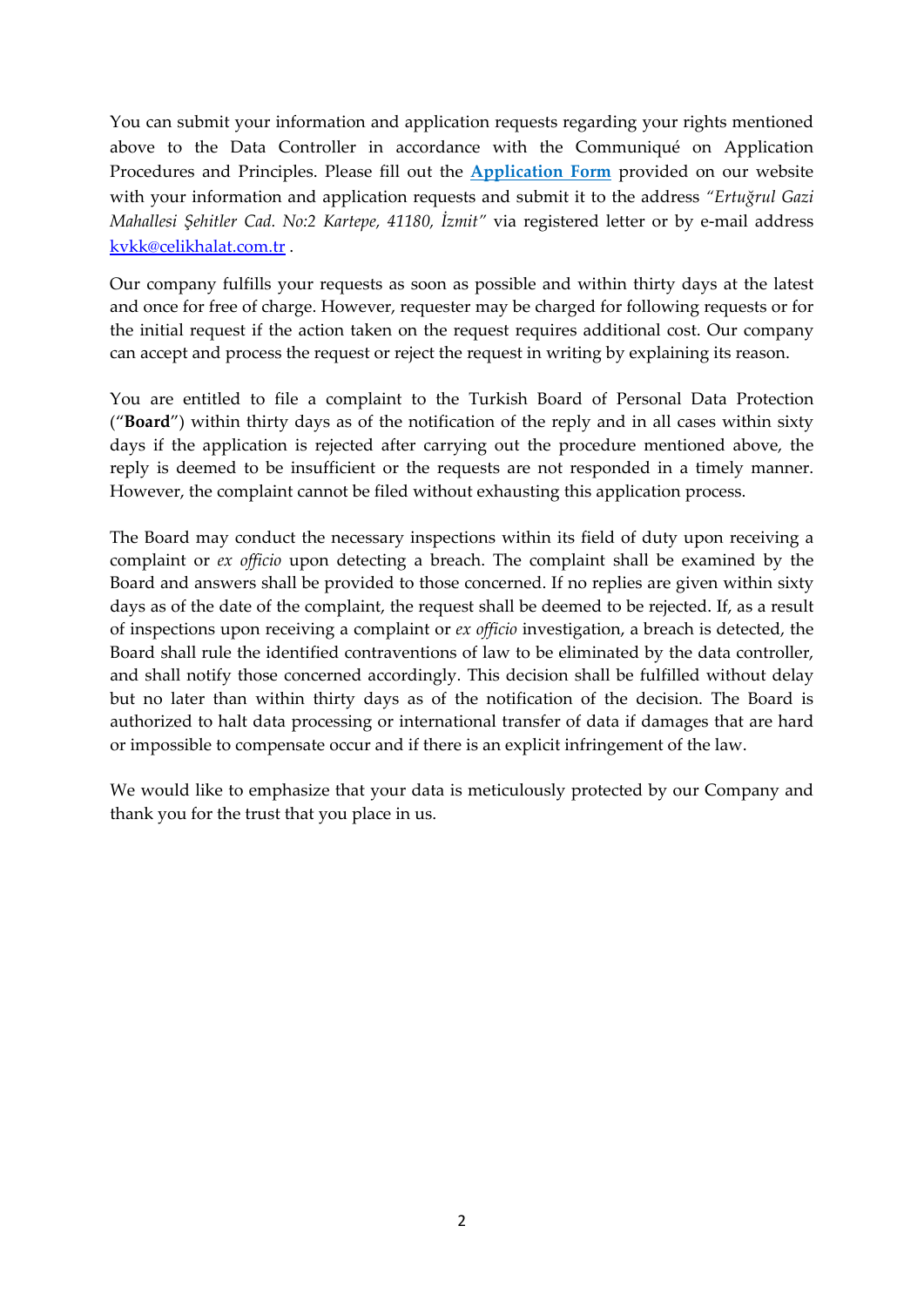You can submit your information and application requests regarding your rights mentioned above to the Data Controller in accordance with the Communiqué on Application Procedures and Principles. Please fill out the **Application Form** provided on our website with your information and application requests and submit it to the address *"Ertuğrul Gazi Mahallesi Şehitler Cad. No:2 Kartepe, 41180, İzmit"* via registered letter or by e-mail address kvkk@celikhalat.com.tr .

Our company fulfills your requests as soon as possible and within thirty days at the latest and once for free of charge. However, requester may be charged for following requests or for the initial request if the action taken on the request requires additional cost. Our company can accept and process the request or reject the request in writing by explaining its reason.

You are entitled to file a complaint to the Turkish Board of Personal Data Protection ("**Board**") within thirty days as of the notification of the reply and in all cases within sixty days if the application is rejected after carrying out the procedure mentioned above, the reply is deemed to be insufficient or the requests are not responded in a timely manner. However, the complaint cannot be filed without exhausting this application process.

The Board may conduct the necessary inspections within its field of duty upon receiving a complaint or *ex officio* upon detecting a breach. The complaint shall be examined by the Board and answers shall be provided to those concerned. If no replies are given within sixty days as of the date of the complaint, the request shall be deemed to be rejected. If, as a result of inspections upon receiving a complaint or *ex officio* investigation, a breach is detected, the Board shall rule the identified contraventions of law to be eliminated by the data controller, and shall notify those concerned accordingly. This decision shall be fulfilled without delay but no later than within thirty days as of the notification of the decision. The Board is authorized to halt data processing or international transfer of data if damages that are hard or impossible to compensate occur and if there is an explicit infringement of the law.

We would like to emphasize that your data is meticulously protected by our Company and thank you for the trust that you place in us.